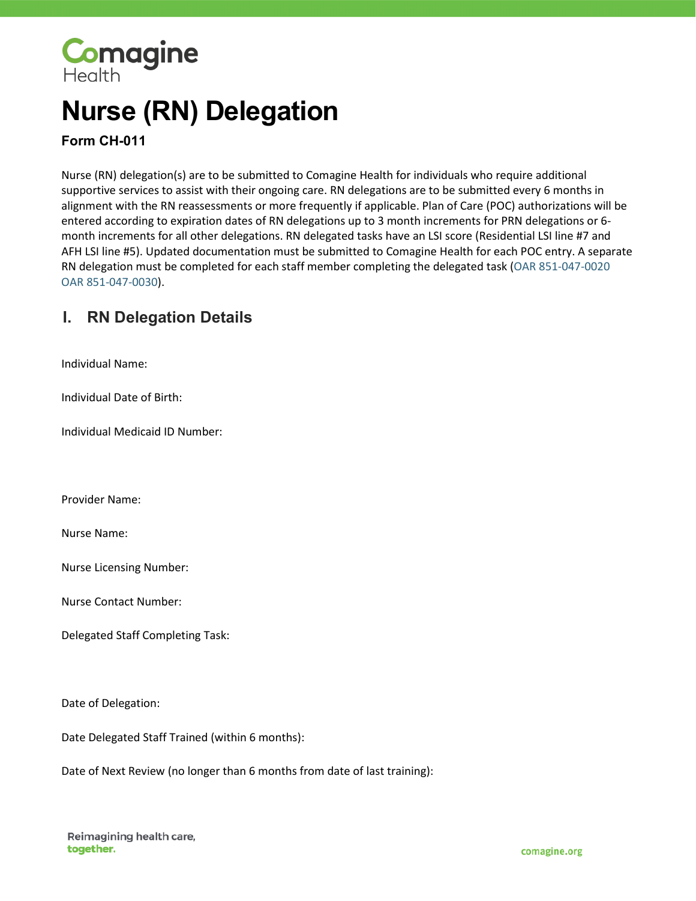Comagine Health

# Nurse (RN) Delegation

**Form CH-011**

Nurse (RN) delegation(s) are to be submitted to Comagine Health for individuals who require additional supportive services to assist with their ongoing care. RN delegations are to be submitted every 6 months in alignment with the RN reassessments or more frequently if applicable. Plan of Care (POC) authorizations will be entered according to expiration dates of RN delegations up to 3 month increments for PRN delegations or 6-month increments for all other delegations. RN delegated tasks have an LSI score (Residential LSI line #7 and AFH LSI line #5). Updated documentation must be submitted to Comagine Health for each POC entry. A separate RN delegation must be completed for each staff member completing the delegated task (OAR 851-047-0020 OAR 851-047-0030).

## I. RN Delegation Details

Individual Name:

Individual Date of Birth:

Individual Medicaid ID Number:

Provider Name:

Nurse Name:

Nurse Licensing Number:

Nurse Contact Number:

Delegated Staff Completing Task:

Date of Delegation:

Date Delegated Staff Trained (within 6 months):

Date of Next Review (no longer than 6 months from date of last training):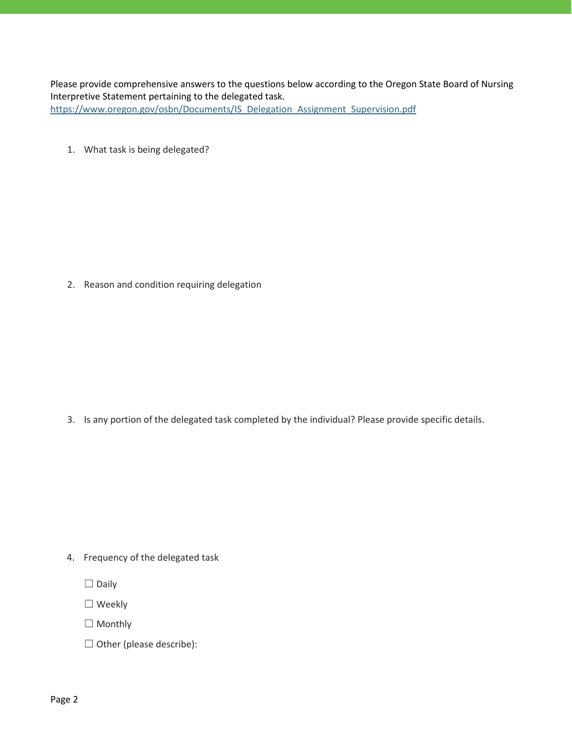Please provide comprehensive answers to the questions below according to the Oregon State Board of Nursing Interpretive Statement pertaining to the delegated task.
https://www.oregon.gov/osbn/Documents/IS_Delegation_Assignment_Supervision.pdf

1. What task is being delegated?

2. Reason and condition requiring delegation

3. Is any portion of the delegated task completed by the individual? Please provide specific details.

4. Frequency of the delegated task

   ☐ Daily

   ☐ Weekly

   ☐ Monthly

   ☐ Other (please describe):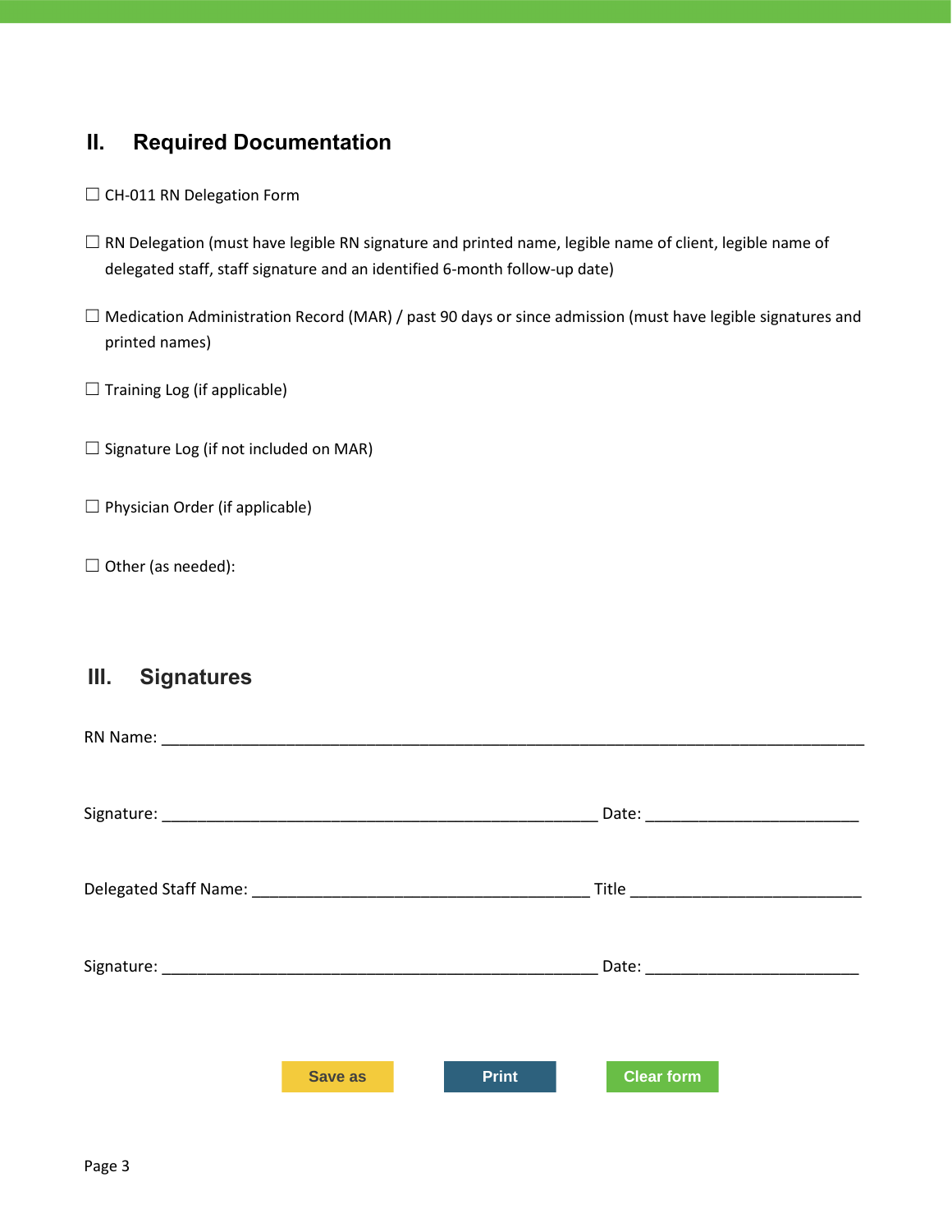## II. Required Documentation

☐ CH-011 RN Delegation Form

☐ RN Delegation (must have legible RN signature and printed name, legible name of client, legible name of delegated staff, staff signature and an identified 6-month follow-up date)

☐ Medication Administration Record (MAR) / past 90 days or since admission (must have legible signatures and printed names)

☐ Training Log (if applicable)

☐ Signature Log (if not included on MAR)

☐ Physician Order (if applicable)

☐ Other (as needed):

## III. Signatures

RN Name: ___________________________________________________________________________

Signature: _______________________________________________ Date: ______________________

Delegated Staff Name: _____________________________________ Title ________________________

Signature: _______________________________________________ Date: ______________________

Save as | Print | Clear form